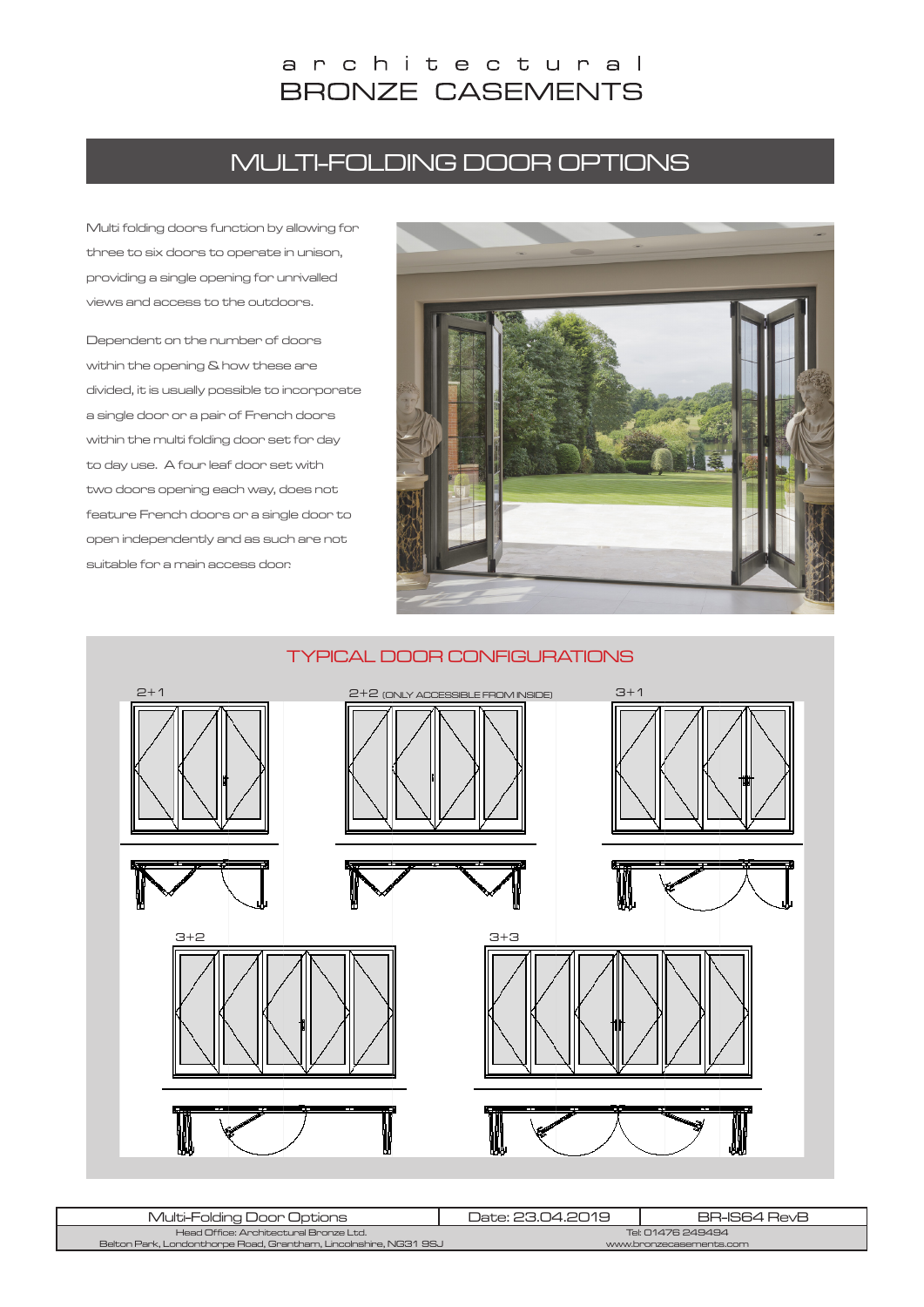# architectural BRONZE CASEMENTS

## MULTI-FOLDING DOOR OPTIONS

Multi folding doors function by allowing for three to six doors to operate in unison, providing a single opening for unrivalled views and access to the outdoors.

Dependent on the number of doors within the opening & how these are divided, it is usually possible to incorporate a single door or a pair of French doors within the multi folding door set for day to day use. A four leaf door set with two doors opening each way, does not feature French doors or a single door to open independently and as such are not suitable for a main access door.

### TYPICAL DOOR CONFIGURATIONS

2+1

2+2 (ONLY ACCESSIBLE FROM INSIDE)

3+1

3+2

3+3

| Multi-Folding Door Options | Date: 23.04.2019 | BR-IS64 RevB |
|---|---|---|
| Head Office: Architectural Bronze Ltd. Belton Park, Londonthorpe Road, Grantham, Lincolnshire, NG31 9SJ | Tel: 01476 249494 www.bronzecasements.com | |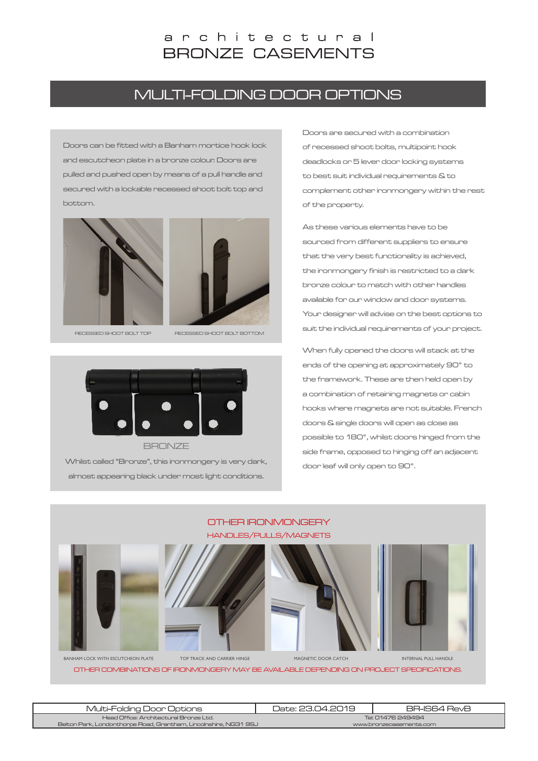architectural
BRONZE CASEMENTS

# MULTI-FOLDING DOOR OPTIONS

Doors can be fitted with a Banham mortice hook lock and escutcheon plate in a bronze colour. Doors are pulled and pushed open by means of a pull handle and secured with a lockable recessed shoot bolt top and bottom.

RECESSED SHOOT BOLT TOP

RECESSED SHOOT BOLT BOTTOM

BRONZE

Whilst called "Bronze", this ironmongery is very dark, almost appearing black under most light conditions.

Doors are secured with a combination of recessed shoot bolts, multipoint hook deadlocks or 5 lever door locking systems to best suit individual requirements & to complement other ironmongery within the rest of the property.

As these various elements have to be sourced from different suppliers to ensure that the very best functionality is achieved, the ironmongery finish is restricted to a dark bronze colour to match with other handles available for our window and door systems. Your designer will advise on the best options to suit the individual requirements of your project.

When fully opened the doors will stack at the ends of the opening at approximately 90° to the framework. These are then held open by a combination of retaining magnets or cabin hooks where magnets are not suitable. French doors & single doors will open as close as possible to 180°, whilst doors hinged from the side frame, opposed to hinging off an adjacent door leaf will only open to 90°.

## OTHER IRONMONGERY

### HANDLES/PULLS/MAGNETS

BANHAM LOCK WITH ESCUTCHEON PLATE

TOP TRACK AND CARRIER HINGE

MAGNETIC DOOR CATCH

INTERNAL PULL HANDLE

OTHER COMBINATIONS OF IRONMONGERY MAY BE AVAILABLE DEPENDING ON PROJECT SPECIFICATIONS.

| Multi-Folding Door Options | Date: 23.04.2019 | BR-IS64 RevB |
|---|---|---|
| Head Office: Architectural Bronze Ltd. Belton Park, Londonthorpe Road, Grantham, Lincolnshire, NG31 9SJ | Tel: 01476 249494 www.bronzecasements.com | |